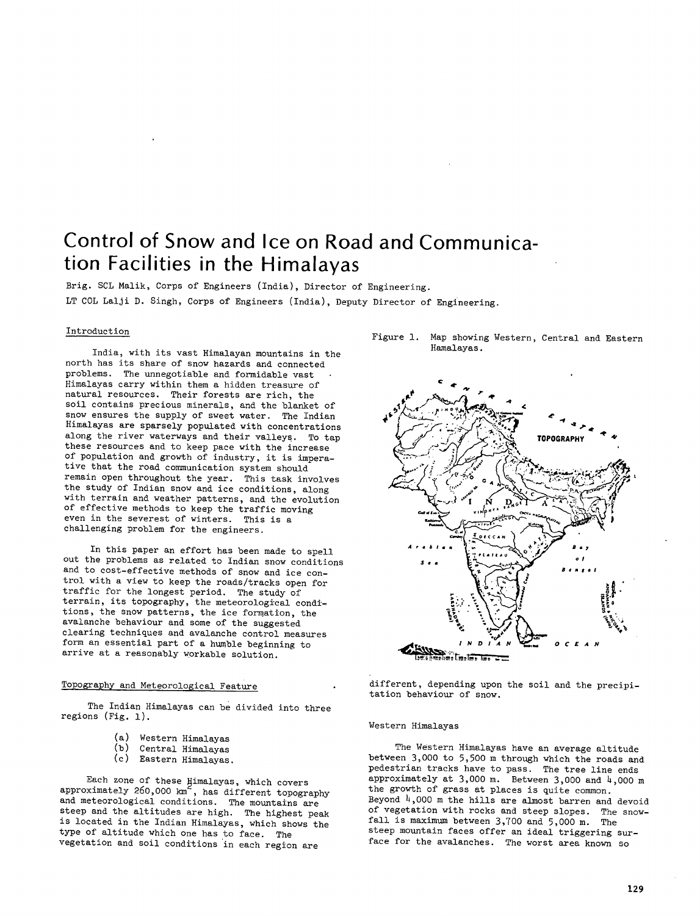# Control of Snow and Ice on Road and Communication Facilities in the Himalayas

Brig. SCL Malik, Corps of Engineers (India), Director of Engineering.
LT COL Lalji D. Singh, Corps of Engineers (India), Deputy Director of Engineering.

## Introduction

India, with its vast Himalayan mountains in the north has its share of snow hazards and connected problems. The unnegotiable and formidable vast Himalayas carry within them a hidden treasure of natural resources. Their forests are rich, the soil contains precious minerals, and the blanket of snow ensures the supply of sweet water. The Indian Himalayas are sparsely populated with concentrations along the river waterways and their valleys. To tap these resources and to keep pace with the increase of population and growth of industry, it is imperative that the road communication system should remain open throughout the year. This task involves the study of Indian snow and ice conditions, along with terrain and weather patterns, and the evolution of effective methods to keep the traffic moving even in the severest of winters. This is a challenging problem for the engineers.

In this paper an effort has been made to spell out the problems as related to Indian snow conditions and to cost-effective methods of snow and ice control with a view to keep the roads/tracks open for traffic for the longest period. The study of terrain, its topography, the meteorological conditions, the snow patterns, the ice formation, the avalanche behaviour and some of the suggested clearing techniques and avalanche control measures form an essential part of a humble beginning to arrive at a reasonably workable solution.

## Topography and Meteorological Feature

The Indian Himalayas can be divided into three regions (Fig. 1).

(a) Western Himalayas
(b) Central Himalayas
(c) Eastern Himalayas.

Each zone of these Himalayas, which covers approximately 260,000 km$^2$, has different topography and meteorological conditions. The mountains are steep and the altitudes are high. The highest peak is located in the Indian Himalayas, which shows the type of altitude which one has to face. The vegetation and soil conditions in each region are different, depending upon the soil and the precipitation behaviour of snow.

Figure 1. Map showing Western, Central and Eastern Hamalayas.

### Western Himalayas

The Western Himalayas have an average altitude between 3,000 to 5,500 m through which the roads and pedestrian tracks have to pass. The tree line ends approximately at 3,000 m. Between 3,000 and 4,000 m the growth of grass at places is quite common. Beyond 4,000 m the hills are almost barren and devoid of vegetation with rocks and steep slopes. The snowfall is maximum between 3,700 and 5,000 m. The steep mountain faces offer an ideal triggering surface for the avalanches. The worst area known so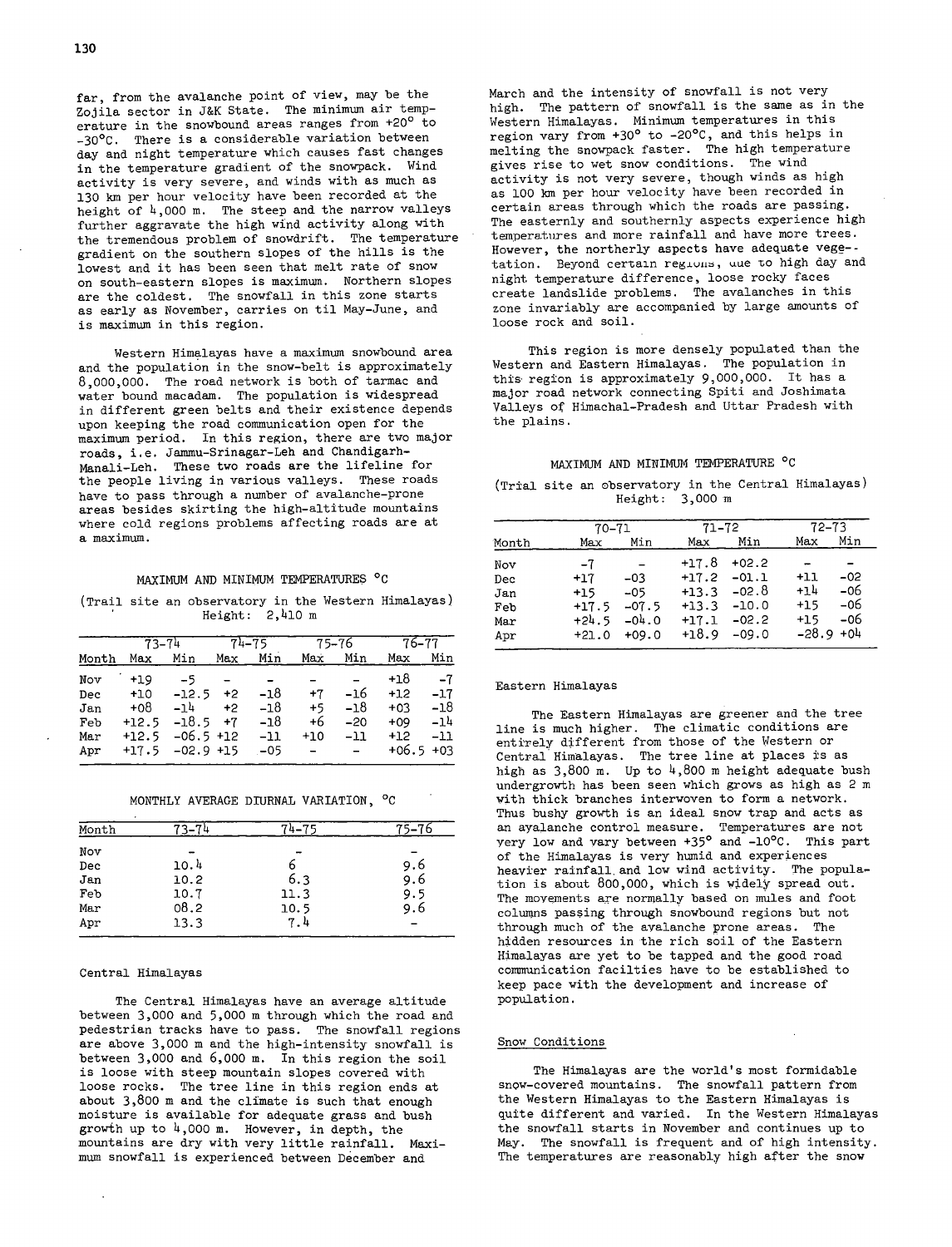far, from the avalanche point of view, may be the Zojila sector in J&K State. The minimum air temperature in the snowbound areas ranges from +20° to -30°C. There is a considerable variation between day and night temperature which causes fast changes in the temperature gradient of the snowpack. Wind activity is very severe, and winds with as much as 130 km per hour velocity have been recorded at the height of 4,000 m. The steep and the narrow valleys further aggravate the high wind activity along with the tremendous problem of snowdrift. The temperature gradient on the southern slopes of the hills is the lowest and it has been seen that melt rate of snow on south-eastern slopes is maximum. Northern slopes are the coldest. The snowfall in this zone starts as early as November, carries on til May-June, and is maximum in this region.

Western Himalayas have a maximum snowbound area and the population in the snow-belt is approximately 8,000,000. The road network is both of tarmac and water bound macadam. The population is widespread in different green belts and their existence depends upon keeping the road communication open for the maximum period. In this region, there are two major roads, i.e. Jammu-Srinagar-Leh and Chandigarh-Manali-Leh. These two roads are the lifeline for the people living in various valleys. These roads have to pass through a number of avalanche-prone areas besides skirting the high-altitude mountains where cold regions problems affecting roads are at a maximum.

MAXIMUM AND MINIMUM TEMPERATURES °C

(Trail site an observatory in the Western Himalayas)
Height: 2,410 m

| | 73-74 | | 74-75 | | 75-76 | | 76-77 | |
|---|---|---|---|---|---|---|---|---|
| Month | Max | Min | Max | Min | Max | Min | Max | Min |
| Nov | +19 | -5 | - | - | - | - | +18 | -7 |
| Dec | +10 | -12.5 | +2 | -18 | +7 | -16 | +12 | -17 |
| Jan | +08 | -14 | +2 | -18 | +5 | -18 | +03 | -18 |
| Feb | +12.5 | -18.5 | +7 | -18 | +6 | -20 | +09 | -14 |
| Mar | +12.5 | -06.5 | +12 | -11 | +10 | -11 | +12 | -11 |
| Apr | +17.5 | -02.9 | +15 | -05 | - | - | +06.5 | +03 |

MONTHLY AVERAGE DIURNAL VARIATION, °C

| Month | 73-74 | 74-75 | 75-76 |
|---|---|---|---|
| Nov | - | - | - |
| Dec | 10.4 | 6 | 9.6 |
| Jan | 10.2 | 6.3 | 9.6 |
| Feb | 10.7 | 11.3 | 9.5 |
| Mar | 08.2 | 10.5 | 9.6 |
| Apr | 13.3 | 7.4 | - |

Central Himalayas

The Central Himalayas have an average altitude between 3,000 and 5,000 m through which the road and pedestrian tracks have to pass. The snowfall regions are above 3,000 m and the high-intensity snowfall is between 3,000 and 6,000 m. In this region the soil is loose with steep mountain slopes covered with loose rocks. The tree line in this region ends at about 3,800 m and the climate is such that enough moisture is available for adequate grass and bush growth up to 4,000 m. However, in depth, the mountains are dry with very little rainfall. Maximum snowfall is experienced between December and March and the intensity of snowfall is not very high. The pattern of snowfall is the same as in the Western Himalayas. Minimum temperatures in this region vary from +30° to -20°C, and this helps in melting the snowpack faster. The high temperature gives rise to wet snow conditions. The wind activity is not very severe, though winds as high as 100 km per hour velocity have been recorded in certain areas through which the roads are passing. The easternly and southernly aspects experience high temperatures and more rainfall and have more trees. However, the northerly aspects have adequate vegetation. Beyond certain regions, due to high day and night temperature difference, loose rocky faces create landslide problems. The avalanches in this zone invariably are accompanied by large amounts of loose rock and soil.

This region is more densely populated than the Western and Eastern Himalayas. The population in this region is approximately 9,000,000. It has a major road network connecting Spiti and Joshimata Valleys of Himachal-Pradesh and Uttar Pradesh with the plains.

MAXIMUM AND MINIMUM TEMPERATURE °C

(Trial site an observatory in the Central Himalayas)
Height: 3,000 m

| | 70-71 | | 71-72 | | 72-73 | |
|---|---|---|---|---|---|---|
| Month | Max | Min | Max | Min | Max | Min |
| Nov | -7 | - | +17.8 | +02.2 | - | - |
| Dec | +17 | -03 | +17.2 | -01.1 | +11 | -02 |
| Jan | +15 | -05 | +13.3 | -02.8 | +14 | -06 |
| Feb | +17.5 | -07.5 | +13.3 | -10.0 | +15 | -06 |
| Mar | +24.5 | -04.0 | +17.1 | -02.2 | +15 | -06 |
| Apr | +21.0 | +09.0 | +18.9 | -09.0 | -28.9 | +04 |

Eastern Himalayas

The Eastern Himalayas are greener and the tree line is much higher. The climatic conditions are entirely different from those of the Western or Central Himalayas. The tree line at places is as high as 3,800 m. Up to 4,800 m height adequate bush undergrowth has been seen which grows as high as 2 m with thick branches interwoven to form a network. Thus bushy growth is an ideal snow trap and acts as an avalanche control measure. Temperatures are not very low and vary between +35° and -10°C. This part of the Himalayas is very humid and experiences heavier rainfall and low wind activity. The population is about 800,000, which is widely spread out. The movements are normally based on mules and foot columns passing through snowbound regions but not through much of the avalanche prone areas. The hidden resources in the rich soil of the Eastern Himalayas are yet to be tapped and the good road communication facilties have to be established to keep pace with the development and increase of population.

Snow Conditions

The Himalayas are the world's most formidable snow-covered mountains. The snowfall pattern from the Western Himalayas to the Eastern Himalayas is quite different and varied. In the Western Himalayas the snowfall starts in November and continues up to May. The snowfall is frequent and of high intensity. The temperatures are reasonably high after the snow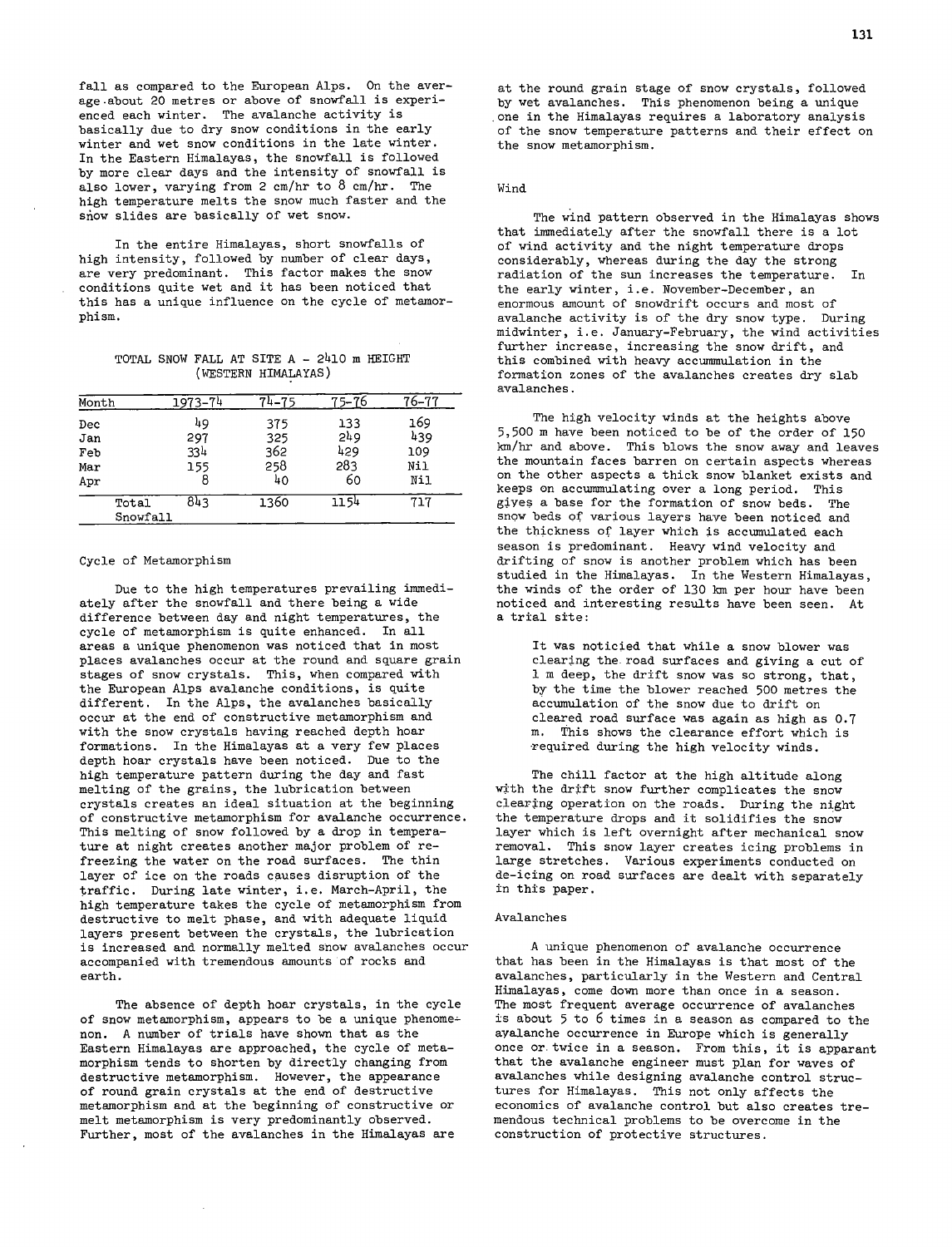fall as compared to the European Alps. On the average about 20 metres or above of snowfall is experienced each winter. The avalanche activity is basically due to dry snow conditions in the early winter and wet snow conditions in the late winter. In the Eastern Himalayas, the snowfall is followed by more clear days and the intensity of snowfall is also lower, varying from 2 cm/hr to 8 cm/hr. The high temperature melts the snow much faster and the snow slides are basically of wet snow.

In the entire Himalayas, short snowfalls of high intensity, followed by number of clear days, are very predominant. This factor makes the snow conditions quite wet and it has been noticed that this has a unique influence on the cycle of metamorphism.

TOTAL SNOW FALL AT SITE A - 2410 m HEIGHT (WESTERN HIMALAYAS)

| Month | 1973-74 | 74-75 | 75-76 | 76-77 |
|---|---|---|---|---|
| Dec | 49 | 375 | 133 | 169 |
| Jan | 297 | 325 | 249 | 439 |
| Feb | 334 | 362 | 429 | 109 |
| Mar | 155 | 258 | 283 | Nil |
| Apr | 8 | 40 | 60 | Nil |
| Total Snowfall | 843 | 1360 | 1154 | 717 |

### Cycle of Metamorphism

Due to the high temperatures prevailing immediately after the snowfall and there being a wide difference between day and night temperatures, the cycle of metamorphism is quite enhanced. In all areas a unique phenomenon was noticed that in most places avalanches occur at the round and square grain stages of snow crystals. This, when compared with the European Alps avalanche conditions, is quite different. In the Alps, the avalanches basically occur at the end of constructive metamorphism and with the snow crystals having reached depth hoar formations. In the Himalayas at a very few places depth hoar crystals have been noticed. Due to the high temperature pattern during the day and fast melting of the grains, the lubrication between crystals creates an ideal situation at the beginning of constructive metamorphism for avalanche occurrence. This melting of snow followed by a drop in temperature at night creates another major problem of refreezing the water on the road surfaces. The thin layer of ice on the roads causes disruption of the traffic. During late winter, i.e. March-April, the high temperature takes the cycle of metamorphism from destructive to melt phase, and with adequate liquid layers present between the crystals, the lubrication is increased and normally melted snow avalanches occur accompanied with tremendous amounts of rocks and earth.

The absence of depth hoar crystals, in the cycle of snow metamorphism, appears to be a unique phenomenon. A number of trials have shown that as the Eastern Himalayas are approached, the cycle of metamorphism tends to shorten by directly changing from destructive metamorphism. However, the appearance of round grain crystals at the end of destructive metamorphism and at the beginning of constructive or melt metamorphism is very predominantly observed. Further, most of the avalanches in the Himalayas are at the round grain stage of snow crystals, followed by wet avalanches. This phenomenon being a unique one in the Himalayas requires a laboratory analysis of the snow temperature patterns and their effect on the snow metamorphism.

### Wind

The wind pattern observed in the Himalayas shows that immediately after the snowfall there is a lot of wind activity and the night temperature drops considerably, whereas during the day the strong radiation of the sun increases the temperature. In the early winter, i.e. November-December, an enormous amount of snowdrift occurs and most of avalanche activity is of the dry snow type. During midwinter, i.e. January-February, the wind activities further increase, increasing the snow drift, and this combined with heavy accummulation in the formation zones of the avalanches creates dry slab avalanches.

The high velocity winds at the heights above 5,500 m have been noticed to be of the order of 150 km/hr and above. This blows the snow away and leaves the mountain faces barren on certain aspects whereas on the other aspects a thick snow blanket exists and keeps on accummulating over a long period. This gives a base for the formation of snow beds. The snow beds of various layers have been noticed and the thickness of layer which is accumulated each season is predominant. Heavy wind velocity and drifting of snow is another problem which has been studied in the Himalayas. In the Western Himalayas, the winds of the order of 130 km per hour have been noticed and interesting results have been seen. At a trial site:

> It was noticied that while a snow blower was clearing the road surfaces and giving a cut of 1 m deep, the drift snow was so strong, that, by the time the blower reached 500 metres the accumulation of the snow due to drift on cleared road surface was again as high as 0.7 m. This shows the clearance effort which is required during the high velocity winds.

The chill factor at the high altitude along with the drift snow further complicates the snow clearing operation on the roads. During the night the temperature drops and it solidifies the snow layer which is left overnight after mechanical snow removal. This snow layer creates icing problems in large stretches. Various experiments conducted on de-icing on road surfaces are dealt with separately in this paper.

### Avalanches

A unique phenomenon of avalanche occurrence that has been in the Himalayas is that most of the avalanches, particularly in the Western and Central Himalayas, come down more than once in a season. The most frequent average occurrence of avalanches is about 5 to 6 times in a season as compared to the avalanche occurrence in Europe which is generally once or twice in a season. From this, it is apparant that the avalanche engineer must plan for waves of avalanches while designing avalanche control structures for Himalayas. This not only affects the economics of avalanche control but also creates tremendous technical problems to be overcome in the construction of protective structures.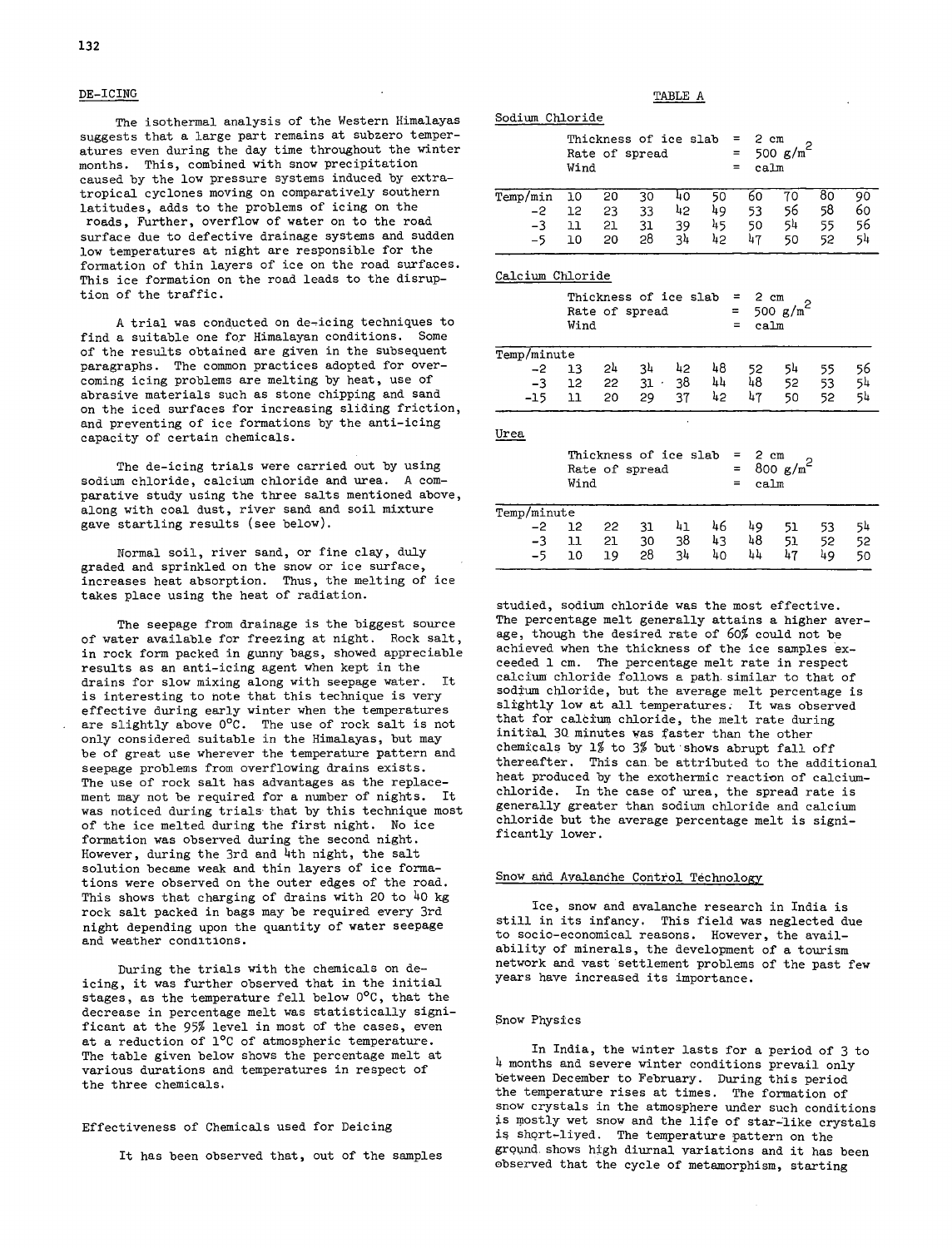## DE-ICING

The isothermal analysis of the Western Himalayas suggests that a large part remains at subzero temperatures even during the day time throughout the winter months. This, combined with snow precipitation caused by the low pressure systems induced by extra-tropical cyclones moving on comparatively southern latitudes, adds to the problems of icing on the roads, Further, overflow of water on to the road surface due to defective drainage systems and sudden low temperatures at night are responsible for the formation of thin layers of ice on the road surfaces. This ice formation on the road leads to the disruption of the traffic.

A trial was conducted on de-icing techniques to find a suitable one for Himalayan conditions. Some of the results obtained are given in the subsequent paragraphs. The common practices adopted for overcoming icing problems are melting by heat, use of abrasive materials such as stone chipping and sand on the iced surfaces for increasing sliding friction, and preventing of ice formations by the anti-icing capacity of certain chemicals.

The de-icing trials were carried out by using sodium chloride, calcium chloride and urea. A comparative study using the three salts mentioned above, along with coal dust, river sand and soil mixture gave startling results (see below).

Normal soil, river sand, or fine clay, duly graded and sprinkled on the snow or ice surface, increases heat absorption. Thus, the melting of ice takes place using the heat of radiation.

The seepage from drainage is the biggest source of water available for freezing at night. Rock salt, in rock form packed in gunny bags, showed appreciable results as an anti-icing agent when kept in the drains for slow mixing along with seepage water. It is interesting to note that this technique is very effective during early winter when the temperatures are slightly above 0°C. The use of rock salt is not only considered suitable in the Himalayas, but may be of great use wherever the temperature pattern and seepage problems from overflowing drains exists. The use of rock salt has advantages as the replacement may not be required for a number of nights. It was noticed during trials that by this technique most of the ice melted during the first night. No ice formation was observed during the second night. However, during the 3rd and 4th night, the salt solution became weak and thin layers of ice formations were observed on the outer edges of the road. This shows that charging of drains with 20 to 40 kg rock salt packed in bags may be required every 3rd night depending upon the quantity of water seepage and weather conditions.

During the trials with the chemicals on de-icing, it was further observed that in the initial stages, as the temperature fell below 0°C, that the decrease in percentage melt was statistically significant at the 95% level in most of the cases, even at a reduction of 1°C of atmospheric temperature. The table given below shows the percentage melt at various durations and temperatures in respect of the three chemicals.

TABLE A

Sodium Chloride

Thickness of ice slab = 2 cm
Rate of spread = 500 g/m$^2$
Wind = calm

| Temp/min | 10 | 20 | 30 | 40 | 50 | 60 | 70 | 80 | 90 |
|---|---|---|---|---|---|---|---|---|---|
| -2 | 12 | 23 | 33 | 42 | 49 | 53 | 56 | 58 | 60 |
| -3 | 11 | 21 | 31 | 39 | 45 | 50 | 54 | 55 | 56 |
| -5 | 10 | 20 | 28 | 34 | 42 | 47 | 50 | 52 | 54 |

Calcium Chloride

Thickness of ice slab = 2 cm
Rate of spread = 500 g/m$^2$
Wind = calm

| Temp/minute | | | | | | | | | |
|---|---|---|---|---|---|---|---|---|---|
| -2 | 13 | 24 | 34 | 42 | 48 | 52 | 54 | 55 | 56 |
| -3 | 12 | 22 | 31 | 38 | 44 | 48 | 52 | 53 | 54 |
| -15 | 11 | 20 | 29 | 37 | 42 | 47 | 50 | 52 | 54 |

Urea

Thickness of ice slab = 2 cm
Rate of spread = 800 g/m$^2$
Wind = calm

| Temp/minute | | | | | | | | | |
|---|---|---|---|---|---|---|---|---|---|
| -2 | 12 | 22 | 31 | 41 | 46 | 49 | 51 | 53 | 54 |
| -3 | 11 | 21 | 30 | 38 | 43 | 48 | 51 | 52 | 52 |
| -5 | 10 | 19 | 28 | 34 | 40 | 44 | 47 | 49 | 50 |

### Effectiveness of Chemicals used for Deicing

It has been observed that, out of the samples studied, sodium chloride was the most effective. The percentage melt generally attains a higher average, though the desired rate of 60% could not be achieved when the thickness of the ice samples exceeded 1 cm. The percentage melt rate in respect calcium chloride follows a path similar to that of sodium chloride, but the average melt percentage is slightly low at all temperatures. It was observed that for calcium chloride, the melt rate during initial 30 minutes was faster than the other chemicals by 1% to 3% but shows abrupt fall off thereafter. This can be attributed to the additional heat produced by the exothermic reaction of calcium-chloride. In the case of urea, the spread rate is generally greater than sodium chloride and calcium chloride but the average percentage melt is significantly lower.

## Snow and Avalanche Control Technology

Ice, snow and avalanche research in India is still in its infancy. This field was neglected due to socio-economical reasons. However, the availability of minerals, the development of a tourism network and vast settlement problems of the past few years have increased its importance.

### Snow Physics

In India, the winter lasts for a period of 3 to 4 months and severe winter conditions prevail only between December to February. During this period the temperature rises at times. The formation of snow crystals in the atmosphere under such conditions is mostly wet snow and the life of star-like crystals is short-lived. The temperature pattern on the ground shows high diurnal variations and it has been observed that the cycle of metamorphism, starting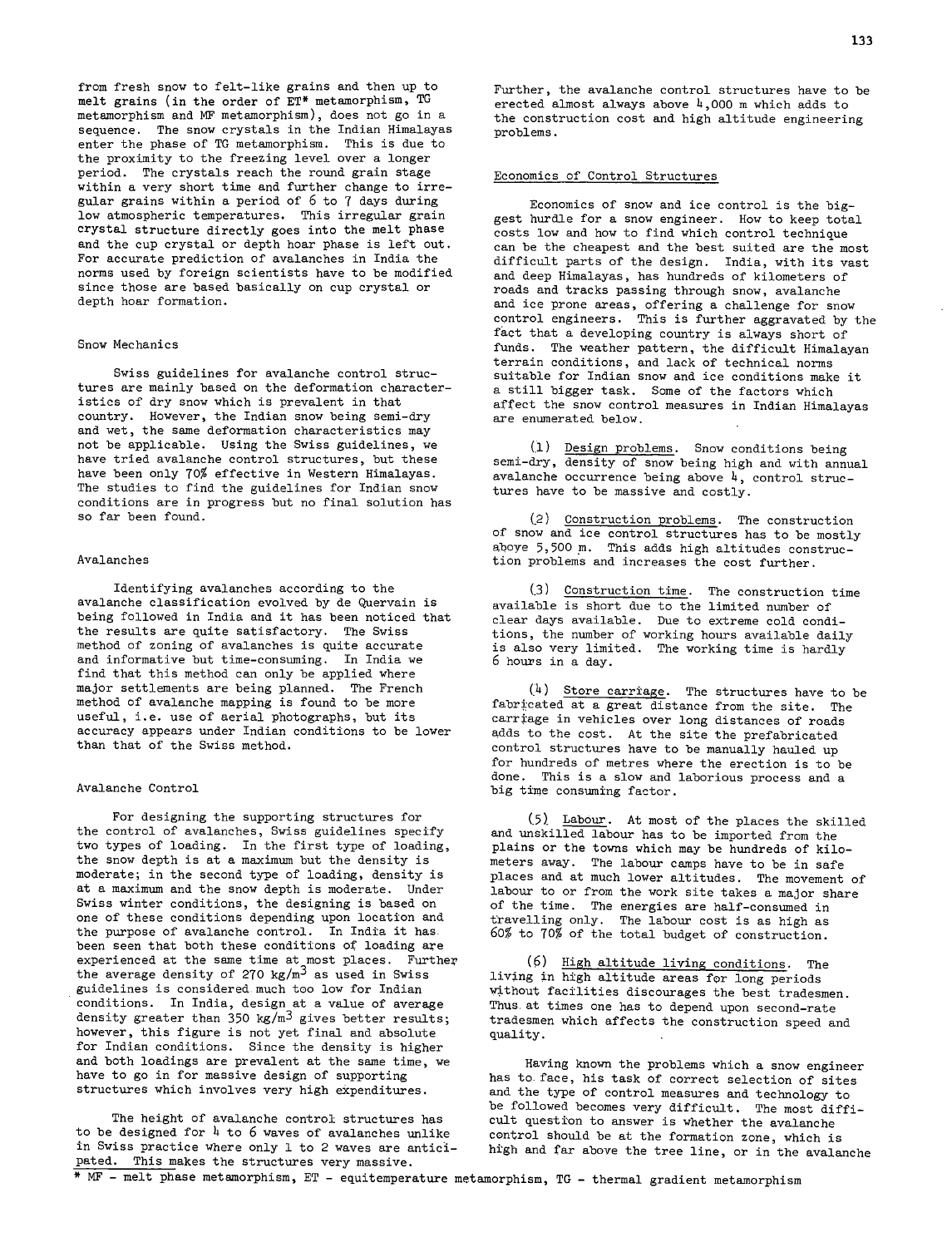from fresh snow to felt-like grains and then up to melt grains (in the order of ET* metamorphism, TG metamorphism and MF metamorphism), does not go in a sequence. The snow crystals in the Indian Himalayas enter the phase of TG metamorphism. This is due to the proximity to the freezing level over a longer period. The crystals reach the round grain stage within a very short time and further change to irregular grains within a period of 6 to 7 days during low atmospheric temperatures. This irregular grain crystal structure directly goes into the melt phase and the cup crystal or depth hoar phase is left out. For accurate prediction of avalanches in India the norms used by foreign scientists have to be modified since those are based basically on cup crystal or depth hoar formation.

## Snow Mechanics

Swiss guidelines for avalanche control structures are mainly based on the deformation characteristics of dry snow which is prevalent in that country. However, the Indian snow being semi-dry and wet, the same deformation characteristics may not be applicable. Using the Swiss guidelines, we have tried avalanche control structures, but these have been only 70% effective in Western Himalayas. The studies to find the guidelines for Indian snow conditions are in progress but no final solution has so far been found.

## Avalanches

Identifying avalanches according to the avalanche classification evolved by de Quervain is being followed in India and it has been noticed that the results are quite satisfactory. The Swiss method of zoning of avalanches is quite accurate and informative but time-consuming. In India we find that this method can only be applied where major settlements are being planned. The French method of avalanche mapping is found to be more useful, i.e. use of aerial photographs, but its accuracy appears under Indian conditions to be lower than that of the Swiss method.

## Avalanche Control

For designing the supporting structures for the control of avalanches, Swiss guidelines specify two types of loading. In the first type of loading, the snow depth is at a maximum but the density is moderate; in the second type of loading, density is at a maximum and the snow depth is moderate. Under Swiss winter conditions, the designing is based on one of these conditions depending upon location and the purpose of avalanche control. In India it has been seen that both these conditions of loading are experienced at the same time at most places. Further the average density of 270 $kg/m^3$ as used in Swiss guidelines is considered much too low for Indian conditions. In India, design at a value of average density greater than 350 $kg/m^3$ gives better results; however, this figure is not yet final and absolute for Indian conditions. Since the density is higher and both loadings are prevalent at the same time, we have to go in for massive design of supporting structures which involves very high expenditures.

The height of avalanche control structures has to be designed for 4 to 6 waves of avalanches unlike in Swiss practice where only 1 to 2 waves are anticipated. This makes the structures very massive.

Further, the avalanche control structures have to be erected almost always above 4,000 m which adds to the construction cost and high altitude engineering problems.

## Economics of Control Structures

Economics of snow and ice control is the biggest hurdle for a snow engineer. How to keep total costs low and how to find which control technique can be the cheapest and the best suited are the most difficult parts of the design. India, with its vast and deep Himalayas, has hundreds of kilometers of roads and tracks passing through snow, avalanche and ice prone areas, offering a challenge for snow control engineers. This is further aggravated by the fact that a developing country is always short of funds. The weather pattern, the difficult Himalayan terrain conditions, and lack of technical norms suitable for Indian snow and ice conditions make it a still bigger task. Some of the factors which affect the snow control measures in Indian Himalayas are enumerated below.

(1) Design problems. Snow conditions being semi-dry, density of snow being high and with annual avalanche occurrence being above 4, control structures have to be massive and costly.

(2) Construction problems. The construction of snow and ice control structures has to be mostly above 5,500 m. This adds high altitudes construction problems and increases the cost further.

(3) Construction time. The construction time available is short due to the limited number of clear days available. Due to extreme cold conditions, the number of working hours available daily is also very limited. The working time is hardly 6 hours in a day.

(4) Store carriage. The structures have to be fabricated at a great distance from the site. The carriage in vehicles over long distances of roads adds to the cost. At the site the prefabricated control structures have to be manually hauled up for hundreds of metres where the erection is to be done. This is a slow and laborious process and a big time consuming factor.

(5) Labour. At most of the places the skilled and unskilled labour has to be imported from the plains or the towns which may be hundreds of kilometers away. The labour camps have to be in safe places and at much lower altitudes. The movement of labour to or from the work site takes a major share of the time. The energies are half-consumed in travelling only. The labour cost is as high as 60% to 70% of the total budget of construction.

(6) High altitude living conditions. The living in high altitude areas for long periods without facilities discourages the best tradesmen. Thus at times one has to depend upon second-rate tradesmen which affects the construction speed and quality.

Having known the problems which a snow engineer has to face, his task of correct selection of sites and the type of control measures and technology to be followed becomes very difficult. The most difficult question to answer is whether the avalanche control should be at the formation zone, which is high and far above the tree line, or in the avalanche

\* MF - melt phase metamorphism, ET - equitemperature metamorphism, TG - thermal gradient metamorphism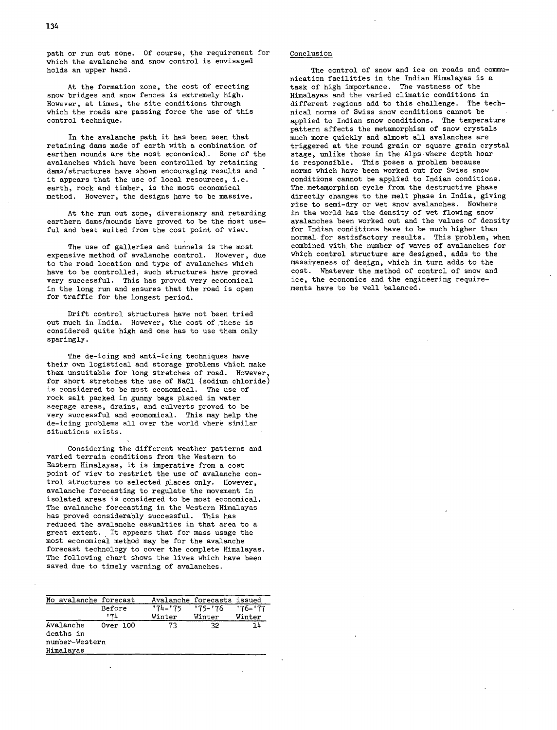path or run out zone. Of course, the requirement for which the avalanche and snow control is envisaged holds an upper hand.

At the formation zone, the cost of erecting snow bridges and snow fences is extremely high. However, at times, the site conditions through which the roads are passing force the use of this control technique.

In the avalanche path it has been seen that retaining dams made of earth with a combination of earthen mounds are the most economical. Some of the avalanches which have been controlled by retaining dams/structures have shown encouraging results and it appears that the use of local resources, i.e. earth, rock and timber, is the most economical method. However, the designs have to be massive.

At the run out zone, diversionary and retarding earthern dams/mounds have proved to be the most useful and best suited from the cost point of view.

The use of galleries and tunnels is the most expensive method of avalanche control. However, due to the road location and type of avalanches which have to be controlled, such structures have proved very successful. This has proved very economical in the long run and ensures that the road is open for traffic for the longest period.

Drift control structures have not been tried out much in India. However, the cost of these is considered quite high and one has to use them only sparingly.

The de-icing and anti-icing techniques have their own logistical and storage problems which make them unsuitable for long stretches of road. However, for short stretches the use of NaCl (sodium chloride) is considered to be most economical. The use of rock salt packed in gunny bags placed in water seepage areas, drains, and culverts proved to be very successful and economical. This may help the de-icing problems all over the world where similar situations exists.

Considering the different weather patterns and varied terrain conditions from the Western to Eastern Himalayas, it is imperative from a cost point of view to restrict the use of avalanche control structures to selected places only. However, avalanche forecasting to regulate the movement in isolated areas is considered to be most economical. The avalanche forecasting in the Western Himalayas has proved considerably successful. This has reduced the avalanche casualties in that area to a great extent. It appears that for mass usage the most economical method may be for the avalanche forecast technology to cover the complete Himalayas. The following chart shows the lives which have been saved due to timely warning of avalanches.

| No avalanche forecast | | Avalanche forecasts issued | | |
|---|---|---|---|---|
| | Before '74 | '74-'75 Winter | '75-'76 Winter | '76-'77 Winter |
| Avalanche deaths in number-Western Himalayas | Over 100 | 73 | 32 | 14 |

## Conclusion

The control of snow and ice on roads and communication facilities in the Indian Himalayas is a task of high importance. The vastness of the Himalayas and the varied climatic conditions in different regions add to this challenge. The technical norms of Swiss snow conditions cannot be applied to Indian snow conditions. The temperature pattern affects the metamorphism of snow crystals much more quickly and almost all avalanches are triggered at the round grain or square grain crystal stage, unlike those in the Alps where depth hoar is responsible. This poses a problem because norms which have been worked out for Swiss snow conditions cannot be applied to Indian conditions. The metamorphism cycle from the destructive phase directly changes to the melt phase in India, giving rise to semi-dry or wet snow avalanches. Nowhere in the world has the density of wet flowing snow avalanches been worked out and the values of density for Indian conditions have to be much higher than normal for satisfactory results. This problem, when combined with the number of waves of avalanches for which control structure are designed, adds to the massiveness of design, which in turn adds to the cost. Whatever the method of control of snow and ice, the economics and the engineering requirements have to be well balanced.